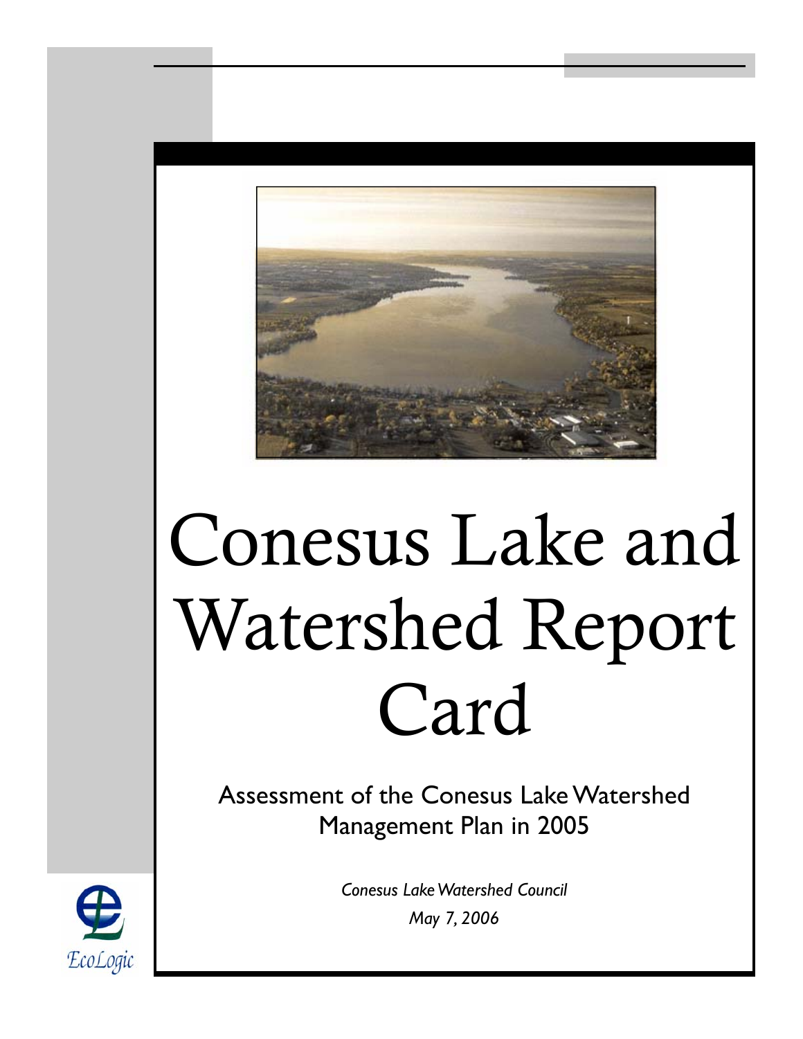# Conesus Lake and Watershed Report Card

Assessment of the Conesus Lake Watershed Management Plan in 2005

*Conesus Lake Watershed Council*

*May 7, 2006*

EcoLogic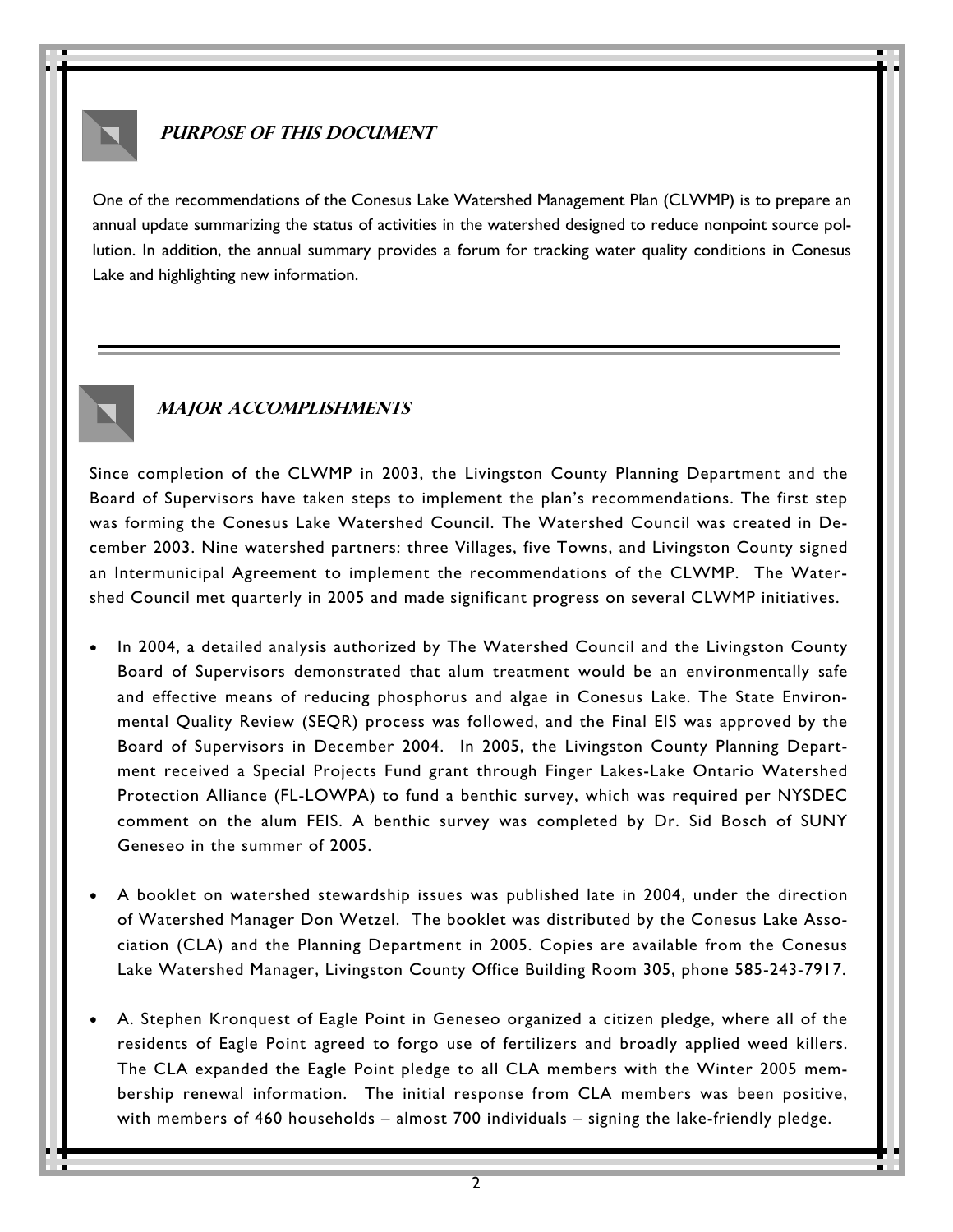## *Purpose of this Document*

One of the recommendations of the Conesus Lake Watershed Management Plan (CLWMP) is to prepare an annual update summarizing the status of activities in the watershed designed to reduce nonpoint source pollution. In addition, the annual summary provides a forum for tracking water quality conditions in Conesus Lake and highlighting new information.

## *Major Accomplishments*

Since completion of the CLWMP in 2003, the Livingston County Planning Department and the Board of Supervisors have taken steps to implement the plan's recommendations. The first step was forming the Conesus Lake Watershed Council. The Watershed Council was created in December 2003. Nine watershed partners: three Villages, five Towns, and Livingston County signed an Intermunicipal Agreement to implement the recommendations of the CLWMP. The Watershed Council met quarterly in 2005 and made significant progress on several CLWMP initiatives.

- In 2004, a detailed analysis authorized by The Watershed Council and the Livingston County Board of Supervisors demonstrated that alum treatment would be an environmentally safe and effective means of reducing phosphorus and algae in Conesus Lake. The State Environmental Quality Review (SEQR) process was followed, and the Final EIS was approved by the Board of Supervisors in December 2004. In 2005, the Livingston County Planning Department received a Special Projects Fund grant through Finger Lakes-Lake Ontario Watershed Protection Alliance (FL-LOWPA) to fund a benthic survey, which was required per NYSDEC comment on the alum FEIS. A benthic survey was completed by Dr. Sid Bosch of SUNY Geneseo in the summer of 2005.

- A booklet on watershed stewardship issues was published late in 2004, under the direction of Watershed Manager Don Wetzel. The booklet was distributed by the Conesus Lake Association (CLA) and the Planning Department in 2005. Copies are available from the Conesus Lake Watershed Manager, Livingston County Office Building Room 305, phone 585-243-7917.

- A. Stephen Kronquest of Eagle Point in Geneseo organized a citizen pledge, where all of the residents of Eagle Point agreed to forgo use of fertilizers and broadly applied weed killers. The CLA expanded the Eagle Point pledge to all CLA members with the Winter 2005 membership renewal information. The initial response from CLA members was been positive, with members of 460 households – almost 700 individuals – signing the lake-friendly pledge.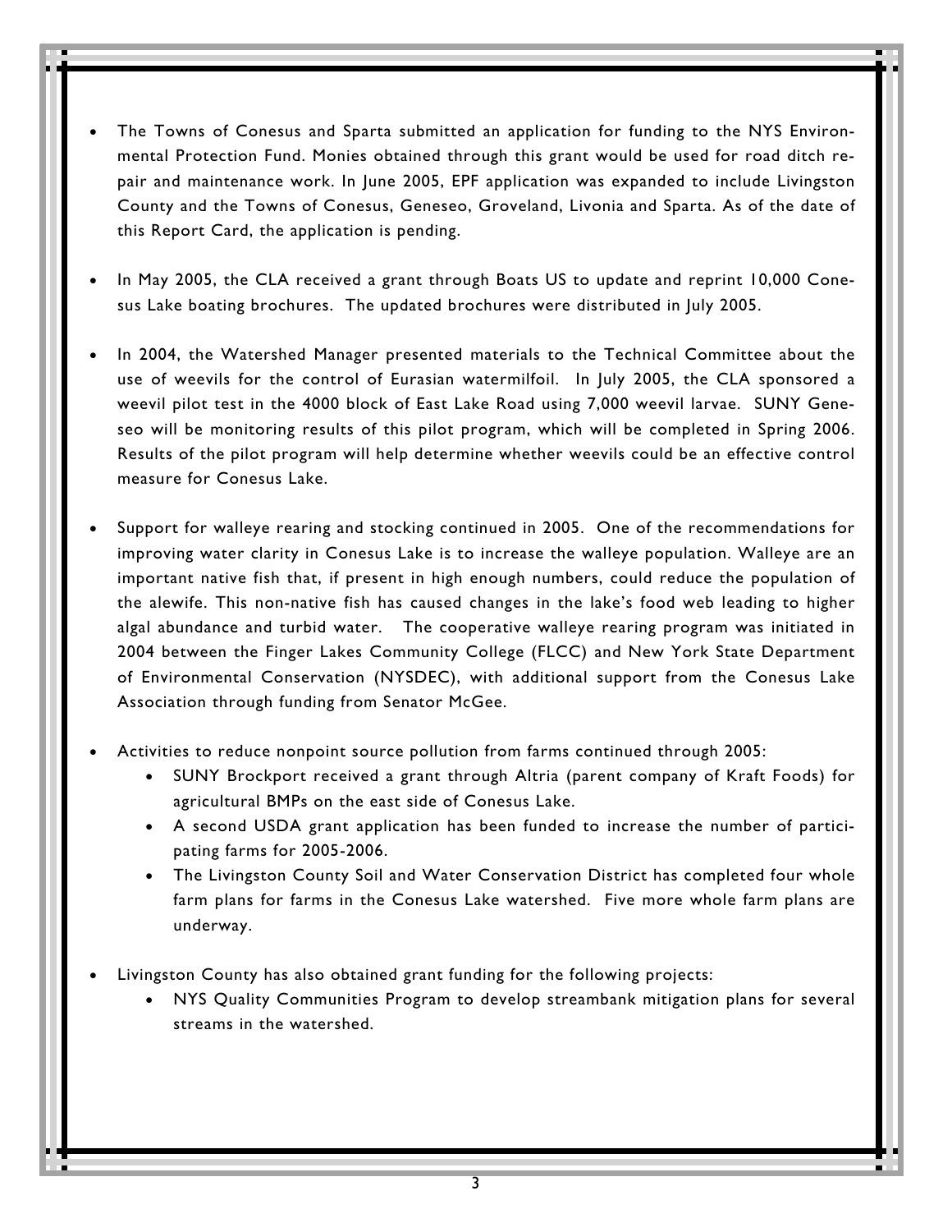- The Towns of Conesus and Sparta submitted an application for funding to the NYS Environmental Protection Fund. Monies obtained through this grant would be used for road ditch repair and maintenance work. In June 2005, EPF application was expanded to include Livingston County and the Towns of Conesus, Geneseo, Groveland, Livonia and Sparta. As of the date of this Report Card, the application is pending.

- In May 2005, the CLA received a grant through Boats US to update and reprint 10,000 Conesus Lake boating brochures. The updated brochures were distributed in July 2005.

- In 2004, the Watershed Manager presented materials to the Technical Committee about the use of weevils for the control of Eurasian watermilfoil. In July 2005, the CLA sponsored a weevil pilot test in the 4000 block of East Lake Road using 7,000 weevil larvae. SUNY Geneseo will be monitoring results of this pilot program, which will be completed in Spring 2006. Results of the pilot program will help determine whether weevils could be an effective control measure for Conesus Lake.

- Support for walleye rearing and stocking continued in 2005. One of the recommendations for improving water clarity in Conesus Lake is to increase the walleye population. Walleye are an important native fish that, if present in high enough numbers, could reduce the population of the alewife. This non-native fish has caused changes in the lake's food web leading to higher algal abundance and turbid water. The cooperative walleye rearing program was initiated in 2004 between the Finger Lakes Community College (FLCC) and New York State Department of Environmental Conservation (NYSDEC), with additional support from the Conesus Lake Association through funding from Senator McGee.

- Activities to reduce nonpoint source pollution from farms continued through 2005:
  - SUNY Brockport received a grant through Altria (parent company of Kraft Foods) for agricultural BMPs on the east side of Conesus Lake.
  - A second USDA grant application has been funded to increase the number of participating farms for 2005-2006.
  - The Livingston County Soil and Water Conservation District has completed four whole farm plans for farms in the Conesus Lake watershed. Five more whole farm plans are underway.

- Livingston County has also obtained grant funding for the following projects:
  - NYS Quality Communities Program to develop streambank mitigation plans for several streams in the watershed.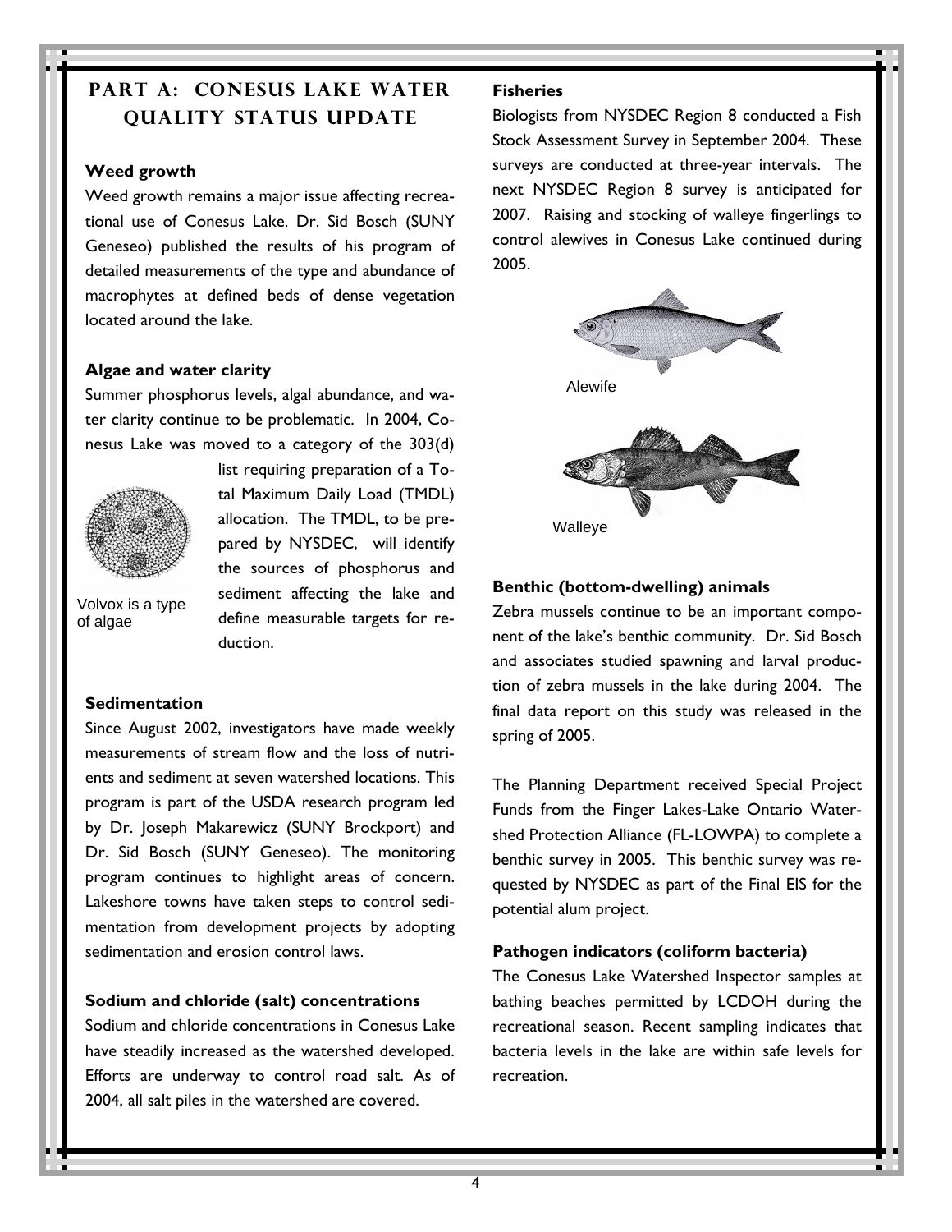# PART A: CONESUS LAKE WATER QUALITY STATUS UPDATE

### Weed growth

Weed growth remains a major issue affecting recreational use of Conesus Lake. Dr. Sid Bosch (SUNY Geneseo) published the results of his program of detailed measurements of the type and abundance of macrophytes at defined beds of dense vegetation located around the lake.

### Algae and water clarity

Summer phosphorus levels, algal abundance, and water clarity continue to be problematic. In 2004, Conesus Lake was moved to a category of the 303(d) list requiring preparation of a Total Maximum Daily Load (TMDL) allocation. The TMDL, to be prepared by NYSDEC, will identify the sources of phosphorus and sediment affecting the lake and define measurable targets for reduction.

Volvox is a type of algae

### Sedimentation

Since August 2002, investigators have made weekly measurements of stream flow and the loss of nutrients and sediment at seven watershed locations. This program is part of the USDA research program led by Dr. Joseph Makarewicz (SUNY Brockport) and Dr. Sid Bosch (SUNY Geneseo). The monitoring program continues to highlight areas of concern. Lakeshore towns have taken steps to control sedimentation from development projects by adopting sedimentation and erosion control laws.

### Sodium and chloride (salt) concentrations

Sodium and chloride concentrations in Conesus Lake have steadily increased as the watershed developed. Efforts are underway to control road salt. As of 2004, all salt piles in the watershed are covered.

### Fisheries

Biologists from NYSDEC Region 8 conducted a Fish Stock Assessment Survey in September 2004. These surveys are conducted at three-year intervals. The next NYSDEC Region 8 survey is anticipated for 2007. Raising and stocking of walleye fingerlings to control alewives in Conesus Lake continued during 2005.

Alewife

Walleye

### Benthic (bottom-dwelling) animals

Zebra mussels continue to be an important component of the lake's benthic community. Dr. Sid Bosch and associates studied spawning and larval production of zebra mussels in the lake during 2004. The final data report on this study was released in the spring of 2005.

The Planning Department received Special Project Funds from the Finger Lakes-Lake Ontario Watershed Protection Alliance (FL-LOWPA) to complete a benthic survey in 2005. This benthic survey was requested by NYSDEC as part of the Final EIS for the potential alum project.

### Pathogen indicators (coliform bacteria)

The Conesus Lake Watershed Inspector samples at bathing beaches permitted by LCDOH during the recreational season. Recent sampling indicates that bacteria levels in the lake are within safe levels for recreation.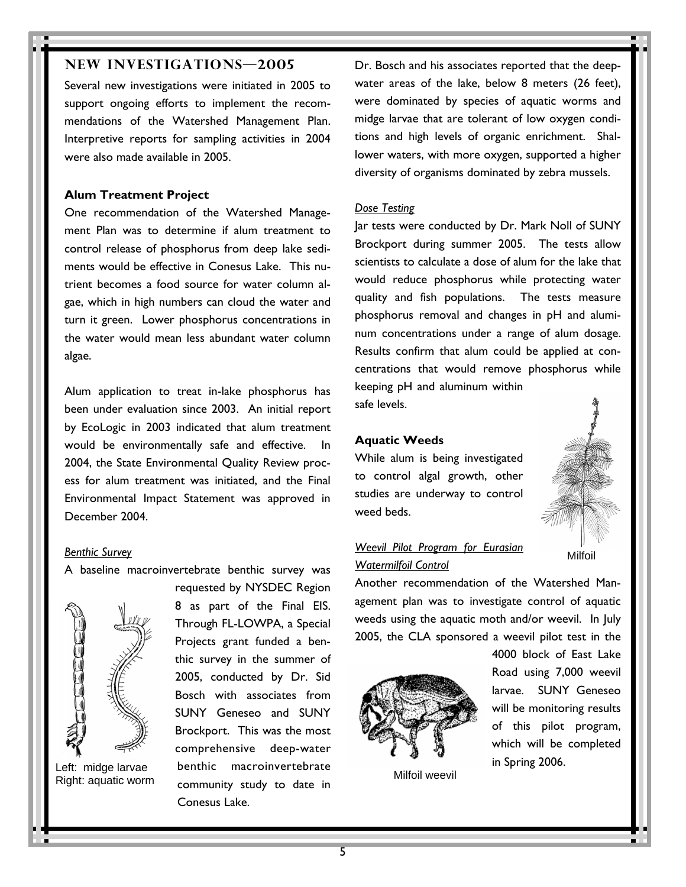## NEW INVESTIGATIONS—2005

Several new investigations were initiated in 2005 to support ongoing efforts to implement the recommendations of the Watershed Management Plan. Interpretive reports for sampling activities in 2004 were also made available in 2005.

### Alum Treatment Project

One recommendation of the Watershed Management Plan was to determine if alum treatment to control release of phosphorus from deep lake sediments would be effective in Conesus Lake. This nutrient becomes a food source for water column algae, which in high numbers can cloud the water and turn it green. Lower phosphorus concentrations in the water would mean less abundant water column algae.

Alum application to treat in-lake phosphorus has been under evaluation since 2003. An initial report by EcoLogic in 2003 indicated that alum treatment would be environmentally safe and effective. In 2004, the State Environmental Quality Review process for alum treatment was initiated, and the Final Environmental Impact Statement was approved in December 2004.

*Benthic Survey*

A baseline macroinvertebrate benthic survey was requested by NYSDEC Region 8 as part of the Final EIS. Through FL-LOWPA, a Special Projects grant funded a benthic survey in the summer of 2005, conducted by Dr. Sid Bosch with associates from SUNY Geneseo and SUNY Brockport. This was the most comprehensive deep-water benthic macroinvertebrate community study to date in Conesus Lake.

Left: midge larvae
Right: aquatic worm

Dr. Bosch and his associates reported that the deep-water areas of the lake, below 8 meters (26 feet), were dominated by species of aquatic worms and midge larvae that are tolerant of low oxygen conditions and high levels of organic enrichment. Shallower waters, with more oxygen, supported a higher diversity of organisms dominated by zebra mussels.

*Dose Testing*

Jar tests were conducted by Dr. Mark Noll of SUNY Brockport during summer 2005. The tests allow scientists to calculate a dose of alum for the lake that would reduce phosphorus while protecting water quality and fish populations. The tests measure phosphorus removal and changes in pH and aluminum concentrations under a range of alum dosage. Results confirm that alum could be applied at concentrations that would remove phosphorus while keeping pH and aluminum within safe levels.

### Aquatic Weeds

While alum is being investigated to control algal growth, other studies are underway to control weed beds.

Milfoil

*Weevil Pilot Program for Eurasian Watermilfoil Control*

Another recommendation of the Watershed Management plan was to investigate control of aquatic weeds using the aquatic moth and/or weevil. In July 2005, the CLA sponsored a weevil pilot test in the 4000 block of East Lake Road using 7,000 weevil larvae. SUNY Geneseo will be monitoring results of this pilot program, which will be completed in Spring 2006.

Milfoil weevil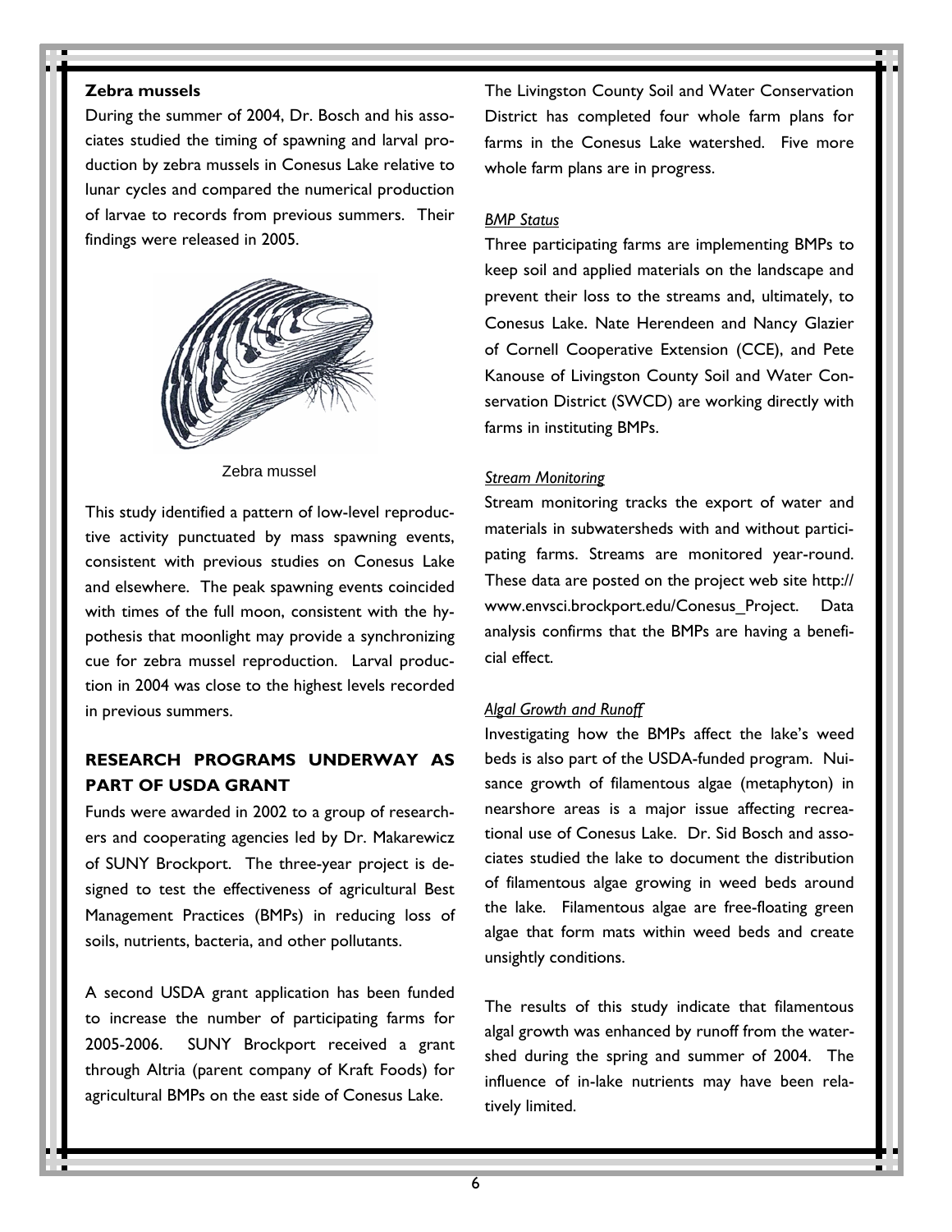**Zebra mussels**

During the summer of 2004, Dr. Bosch and his associates studied the timing of spawning and larval production by zebra mussels in Conesus Lake relative to lunar cycles and compared the numerical production of larvae to records from previous summers. Their findings were released in 2005.

Zebra mussel

This study identified a pattern of low-level reproductive activity punctuated by mass spawning events, consistent with previous studies on Conesus Lake and elsewhere. The peak spawning events coincided with times of the full moon, consistent with the hypothesis that moonlight may provide a synchronizing cue for zebra mussel reproduction. Larval production in 2004 was close to the highest levels recorded in previous summers.

## RESEARCH PROGRAMS UNDERWAY AS PART OF USDA GRANT

Funds were awarded in 2002 to a group of researchers and cooperating agencies led by Dr. Makarewicz of SUNY Brockport. The three-year project is designed to test the effectiveness of agricultural Best Management Practices (BMPs) in reducing loss of soils, nutrients, bacteria, and other pollutants.

A second USDA grant application has been funded to increase the number of participating farms for 2005-2006. SUNY Brockport received a grant through Altria (parent company of Kraft Foods) for agricultural BMPs on the east side of Conesus Lake.

The Livingston County Soil and Water Conservation District has completed four whole farm plans for farms in the Conesus Lake watershed. Five more whole farm plans are in progress.

*BMP Status*

Three participating farms are implementing BMPs to keep soil and applied materials on the landscape and prevent their loss to the streams and, ultimately, to Conesus Lake. Nate Herendeen and Nancy Glazier of Cornell Cooperative Extension (CCE), and Pete Kanouse of Livingston County Soil and Water Conservation District (SWCD) are working directly with farms in instituting BMPs.

*Stream Monitoring*

Stream monitoring tracks the export of water and materials in subwatersheds with and without participating farms. Streams are monitored year-round. These data are posted on the project web site http://www.envsci.brockport.edu/Conesus_Project. Data analysis confirms that the BMPs are having a beneficial effect.

*Algal Growth and Runoff*

Investigating how the BMPs affect the lake's weed beds is also part of the USDA-funded program. Nuisance growth of filamentous algae (metaphyton) in nearshore areas is a major issue affecting recreational use of Conesus Lake. Dr. Sid Bosch and associates studied the lake to document the distribution of filamentous algae growing in weed beds around the lake. Filamentous algae are free-floating green algae that form mats within weed beds and create unsightly conditions.

The results of this study indicate that filamentous algal growth was enhanced by runoff from the watershed during the spring and summer of 2004. The influence of in-lake nutrients may have been relatively limited.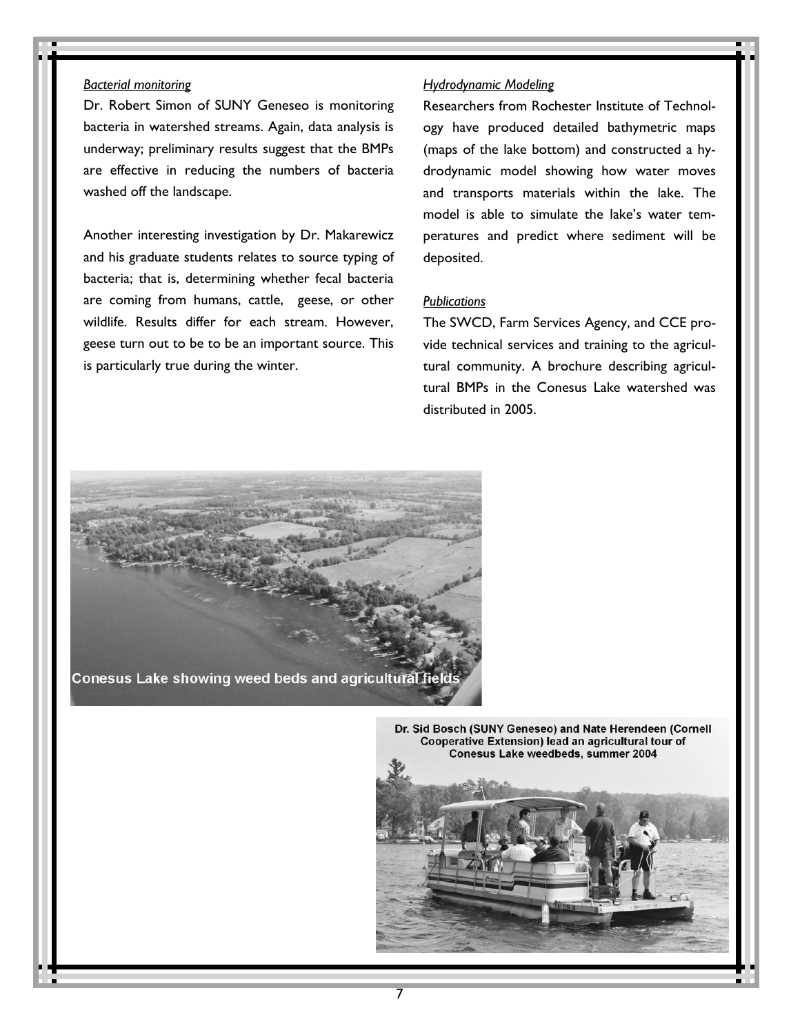*Bacterial monitoring*

Dr. Robert Simon of SUNY Geneseo is monitoring bacteria in watershed streams. Again, data analysis is underway; preliminary results suggest that the BMPs are effective in reducing the numbers of bacteria washed off the landscape.

Another interesting investigation by Dr. Makarewicz and his graduate students relates to source typing of bacteria; that is, determining whether fecal bacteria are coming from humans, cattle, geese, or other wildlife. Results differ for each stream. However, geese turn out to be to be an important source. This is particularly true during the winter.

*Hydrodynamic Modeling*

Researchers from Rochester Institute of Technology have produced detailed bathymetric maps (maps of the lake bottom) and constructed a hydrodynamic model showing how water moves and transports materials within the lake. The model is able to simulate the lake's water temperatures and predict where sediment will be deposited.

*Publications*

The SWCD, Farm Services Agency, and CCE provide technical services and training to the agricultural community. A brochure describing agricultural BMPs in the Conesus Lake watershed was distributed in 2005.

Conesus Lake showing weed beds and agricultural fields

Dr. Sid Bosch (SUNY Geneseo) and Nate Herendeen (Cornell Cooperative Extension) lead an agricultural tour of Conesus Lake weedbeds, summer 2004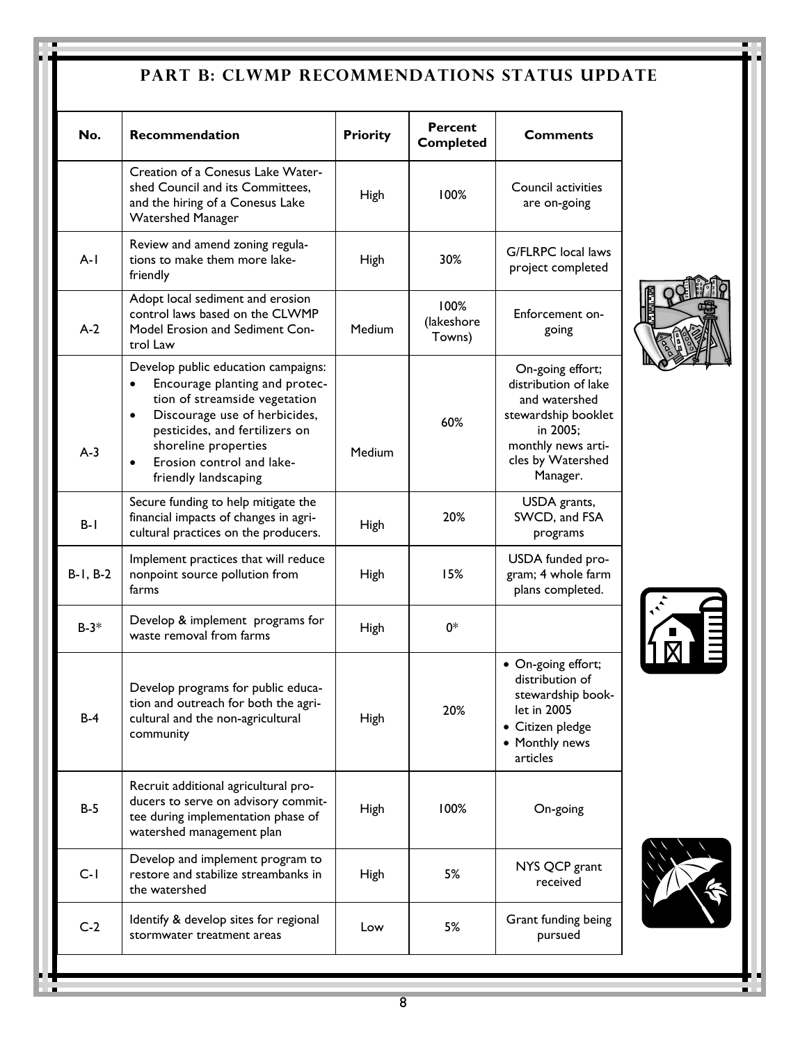## PART B: CLWMP RECOMMENDATIONS STATUS UPDATE

| No. | Recommendation | Priority | Percent Completed | Comments |
|---|---|---|---|---|
| | Creation of a Conesus Lake Watershed Council and its Committees, and the hiring of a Conesus Lake Watershed Manager | High | 100% | Council activities are on-going |
| A-1 | Review and amend zoning regulations to make them more lake-friendly | High | 30% | G/FLRPC local laws project completed |
| A-2 | Adopt local sediment and erosion control laws based on the CLWMP Model Erosion and Sediment Control Law | Medium | 100% (lakeshore Towns) | Enforcement on-going |
| A-3 | Develop public education campaigns:<br>• Encourage planting and protection of streamside vegetation<br>• Discourage use of herbicides, pesticides, and fertilizers on shoreline properties<br>• Erosion control and lake-friendly landscaping | Medium | 60% | On-going effort; distribution of lake and watershed stewardship booklet in 2005; monthly news articles by Watershed Manager. |
| B-1 | Secure funding to help mitigate the financial impacts of changes in agricultural practices on the producers. | High | 20% | USDA grants, SWCD, and FSA programs |
| B-1, B-2 | Implement practices that will reduce nonpoint source pollution from farms | High | 15% | USDA funded program; 4 whole farm plans completed. |
| B-3* | Develop & implement programs for waste removal from farms | High | 0* | |
| B-4 | Develop programs for public education and outreach for both the agricultural and the non-agricultural community | High | 20% | • On-going effort; distribution of stewardship booklet in 2005<br>• Citizen pledge<br>• Monthly news articles |
| B-5 | Recruit additional agricultural producers to serve on advisory committee during implementation phase of watershed management plan | High | 100% | On-going |
| C-1 | Develop and implement program to restore and stabilize streambanks in the watershed | High | 5% | NYS QCP grant received |
| C-2 | Identify & develop sites for regional stormwater treatment areas | Low | 5% | Grant funding being pursued |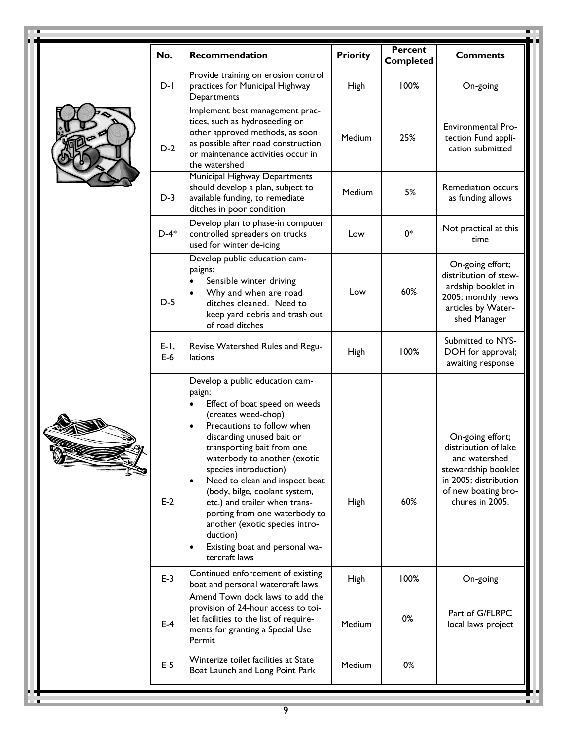| No. | Recommendation | Priority | Percent Completed | Comments |
|---|---|---|---|---|
| D-1 | Provide training on erosion control practices for Municipal Highway Departments | High | 100% | On-going |
| D-2 | Implement best management practices, such as hydroseeding or other approved methods, as soon as possible after road construction or maintenance activities occur in the watershed | Medium | 25% | Environmental Protection Fund application submitted |
| D-3 | Municipal Highway Departments should develop a plan, subject to available funding, to remediate ditches in poor condition | Medium | 5% | Remediation occurs as funding allows |
| D-4* | Develop plan to phase-in computer controlled spreaders on trucks used for winter de-icing | Low | 0* | Not practical at this time |
| D-5 | Develop public education campaigns: • Sensible winter driving • Why and when are road ditches cleaned. Need to keep yard debris and trash out of road ditches | Low | 60% | On-going effort; distribution of stewardship booklet in 2005; monthly news articles by Watershed Manager |
| E-1, E-6 | Revise Watershed Rules and Regulations | High | 100% | Submitted to NYSDOH for approval; awaiting response |
| E-2 | Develop a public education campaign: • Effect of boat speed on weeds (creates weed-chop) • Precautions to follow when discarding unused bait or transporting bait from one waterbody to another (exotic species introduction) • Need to clean and inspect boat (body, bilge, coolant system, etc.) and trailer when transporting from one waterbody to another (exotic species introduction) • Existing boat and personal watercraft laws | High | 60% | On-going effort; distribution of lake and watershed stewardship booklet in 2005; distribution of new boating brochures in 2005. |
| E-3 | Continued enforcement of existing boat and personal watercraft laws | High | 100% | On-going |
| E-4 | Amend Town dock laws to add the provision of 24-hour access to toilet facilities to the list of requirements for granting a Special Use Permit | Medium | 0% | Part of G/FLRPC local laws project |
| E-5 | Winterize toilet facilities at State Boat Launch and Long Point Park | Medium | 0% | |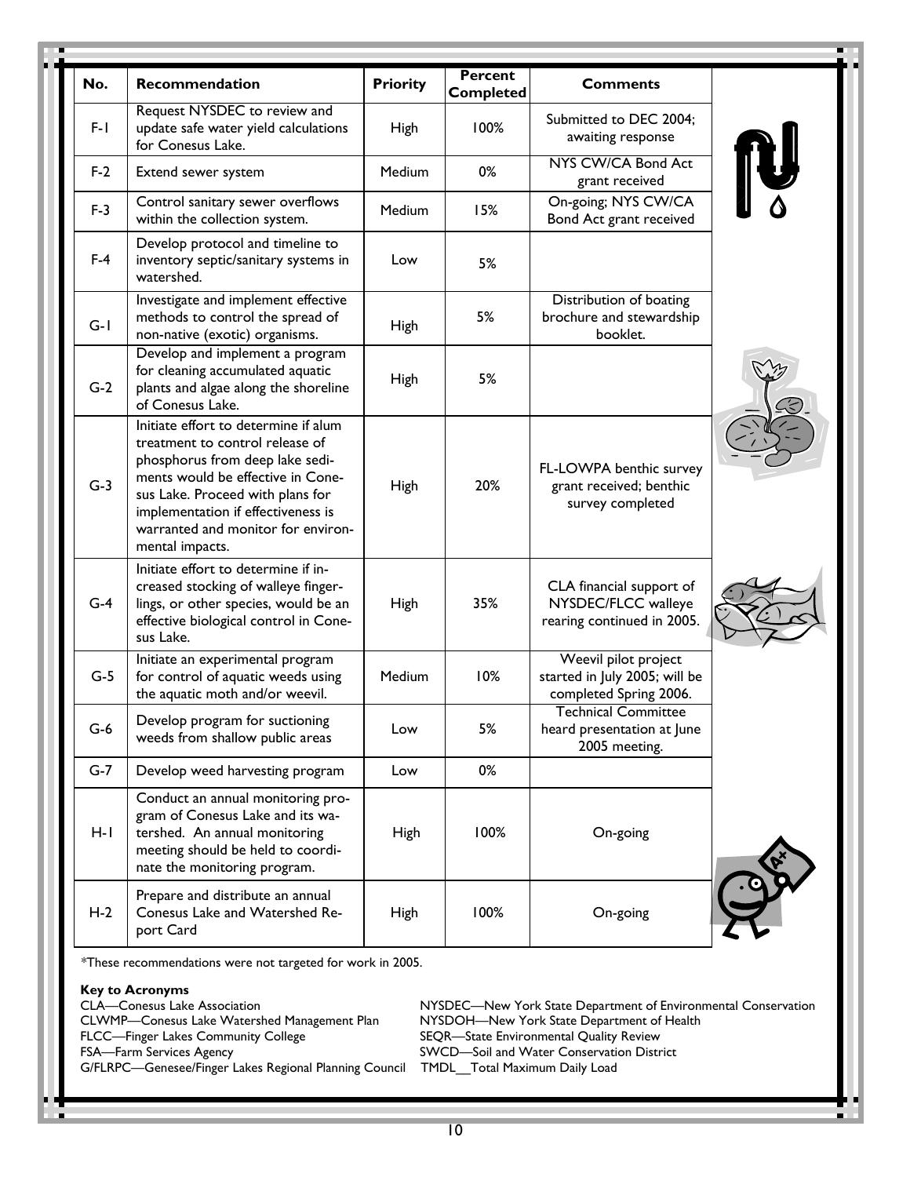| No. | Recommendation | Priority | Percent Completed | Comments |
|---|---|---|---|---|
| F-1 | Request NYSDEC to review and update safe water yield calculations for Conesus Lake. | High | 100% | Submitted to DEC 2004; awaiting response |
| F-2 | Extend sewer system | Medium | 0% | NYS CW/CA Bond Act grant received |
| F-3 | Control sanitary sewer overflows within the collection system. | Medium | 15% | On-going; NYS CW/CA Bond Act grant received |
| F-4 | Develop protocol and timeline to inventory septic/sanitary systems in watershed. | Low | 5% | |
| G-1 | Investigate and implement effective methods to control the spread of non-native (exotic) organisms. | High | 5% | Distribution of boating brochure and stewardship booklet. |
| G-2 | Develop and implement a program for cleaning accumulated aquatic plants and algae along the shoreline of Conesus Lake. | High | 5% | |
| G-3 | Initiate effort to determine if alum treatment to control release of phosphorus from deep lake sediments would be effective in Conesus Lake. Proceed with plans for implementation if effectiveness is warranted and monitor for environmental impacts. | High | 20% | FL-LOWPA benthic survey grant received; benthic survey completed |
| G-4 | Initiate effort to determine if increased stocking of walleye fingerlings, or other species, would be an effective biological control in Conesus Lake. | High | 35% | CLA financial support of NYSDEC/FLCC walleye rearing continued in 2005. |
| G-5 | Initiate an experimental program for control of aquatic weeds using the aquatic moth and/or weevil. | Medium | 10% | Weevil pilot project started in July 2005; will be completed Spring 2006. |
| G-6 | Develop program for suctioning weeds from shallow public areas | Low | 5% | Technical Committee heard presentation at June 2005 meeting. |
| G-7 | Develop weed harvesting program | Low | 0% | |
| H-1 | Conduct an annual monitoring program of Conesus Lake and its watershed. An annual monitoring meeting should be held to coordinate the monitoring program. | High | 100% | On-going |
| H-2 | Prepare and distribute an annual Conesus Lake and Watershed Report Card | High | 100% | On-going |

*These recommendations were not targeted for work in 2005.

**Key to Acronyms**

CLA—Conesus Lake Association
CLWMP—Conesus Lake Watershed Management Plan
FLCC—Finger Lakes Community College
FSA—Farm Services Agency
G/FLRPC—Genesee/Finger Lakes Regional Planning Council
NYSDEC—New York State Department of Environmental Conservation
NYSDOH—New York State Department of Health
SEQR—State Environmental Quality Review
SWCD—Soil and Water Conservation District
TMDL__Total Maximum Daily Load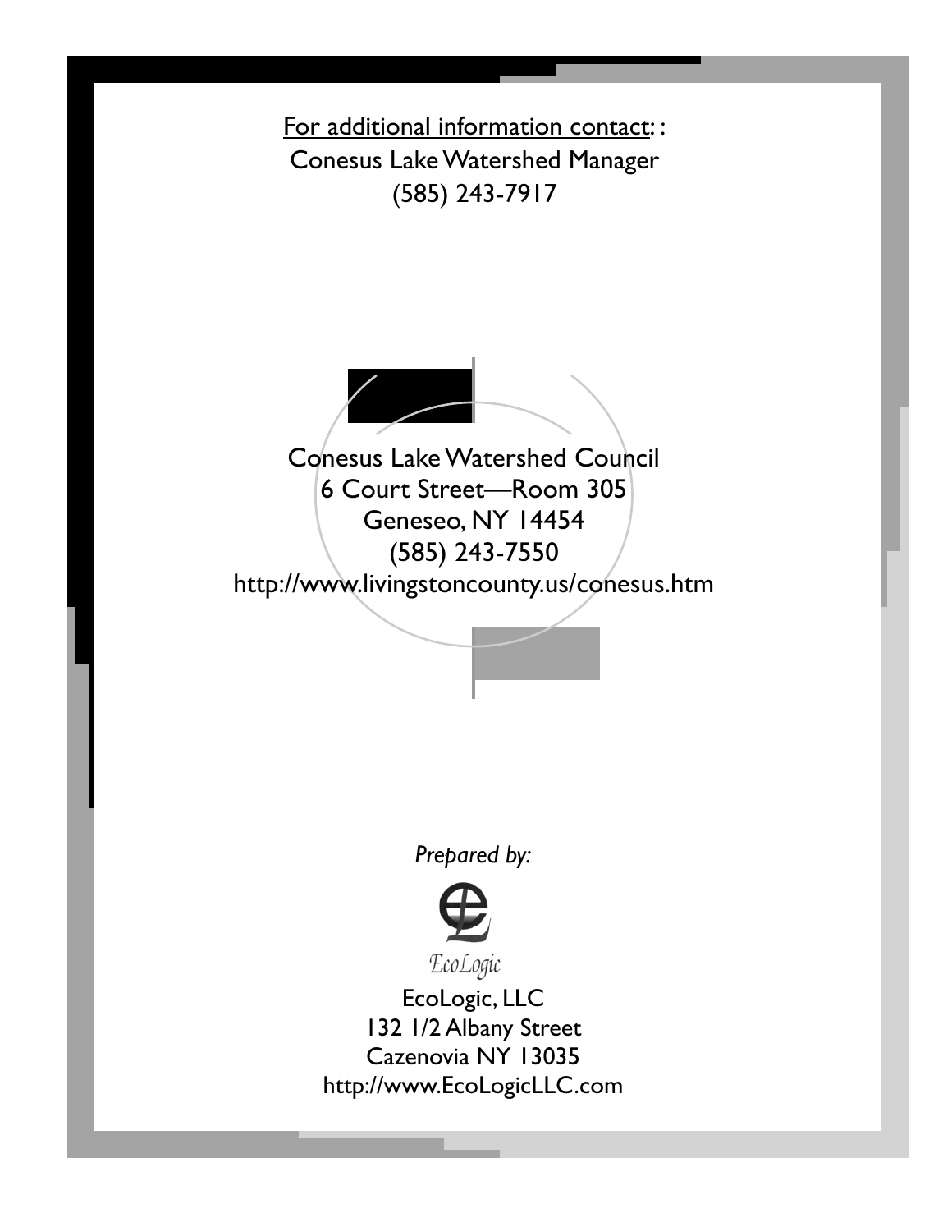For additional information contact: :
Conesus Lake Watershed Manager
(585) 243-7917

Conesus Lake Watershed Council
6 Court Street—Room 305
Geneseo, NY 14454
(585) 243-7550
http://www.livingstoncounty.us/conesus.htm

*Prepared by:*

EcoLogic

EcoLogic, LLC
132 1/2 Albany Street
Cazenovia NY 13035
http://www.EcoLogicLLC.com